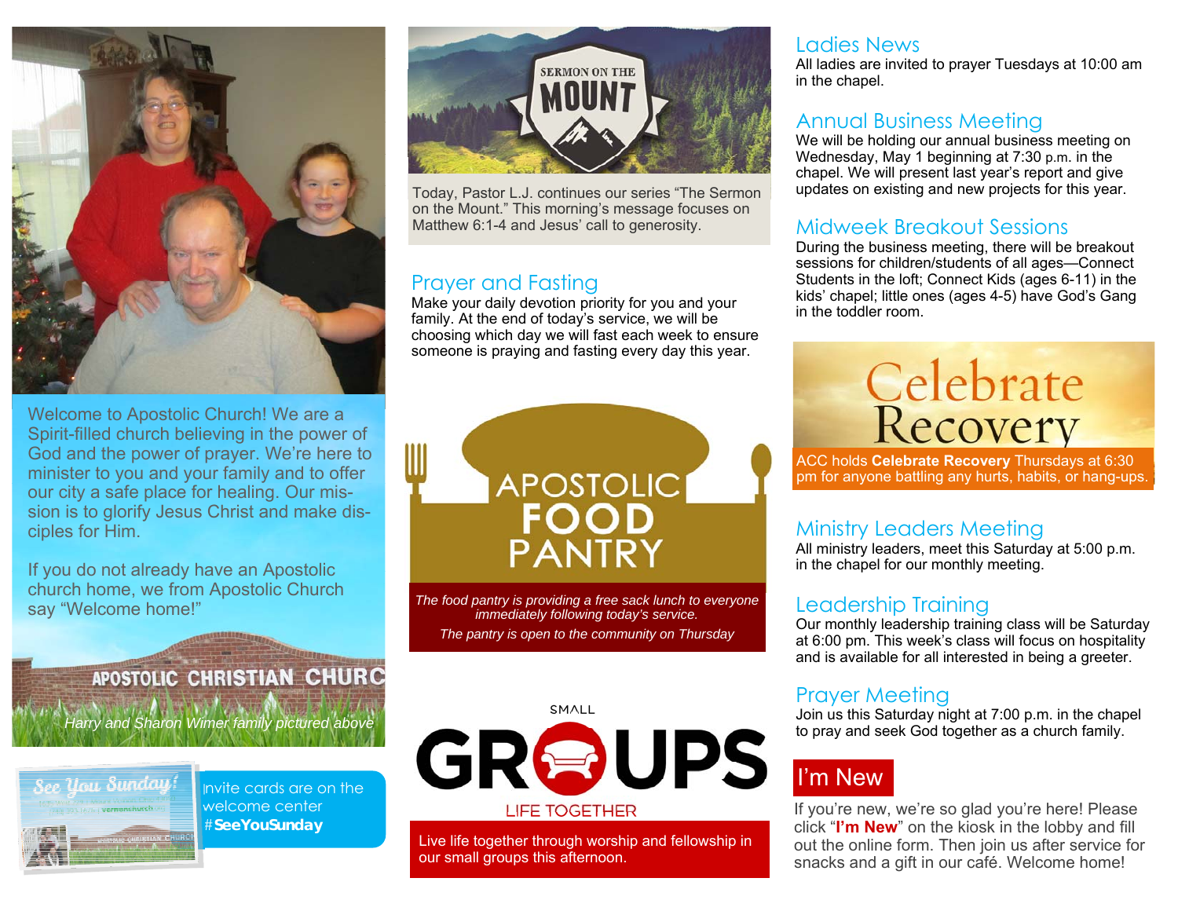Welcome to Apostolic Church! We are a Spirit-filled church believing in the power of God and the power of prayer. We're here to minister to you and your family and to offer our city a safe place for healing. Our mission is to glorify Jesus Christ and make disciples for Him.

If you do not already have an Apostolic church home, we from Apostolic Church say "Welcome home!"

*Harry and Sharon Wimer family pictured above*

Invite cards are on the welcome center #**SeeYouSunday**

SERMON ON THE MOUNT

Today, Pastor L.J. continues our series "The Sermon on the Mount." This morning's message focuses on Matthew 6:1-4 and Jesus' call to generosity.

## Prayer and Fasting

Make your daily devotion priority for you and your family. At the end of today's service, we will be choosing which day we will fast each week to ensure someone is praying and fasting every day this year.

APOSTOLIC FOOD PANTRY

*The food pantry is providing a free sack lunch to everyone immediately following today's service.*

*The pantry is open to the community on Thursday*

SMALL GROUPS

LIFE TOGETHER

Live life together through worship and fellowship in our small groups this afternoon.

## Ladies News

All ladies are invited to prayer Tuesdays at 10:00 am in the chapel.

## Annual Business Meeting

We will be holding our annual business meeting on Wednesday, May 1 beginning at 7:30 p.m. in the chapel. We will present last year's report and give updates on existing and new projects for this year.

## Midweek Breakout Sessions

During the business meeting, there will be breakout sessions for children/students of all ages—Connect Students in the loft; Connect Kids (ages 6-11) in the kids' chapel; little ones (ages 4-5) have God's Gang in the toddler room.

Celebrate Recovery

ACC holds **Celebrate Recovery** Thursdays at 6:30 pm for anyone battling any hurts, habits, or hang-ups.

## Ministry Leaders Meeting

All ministry leaders, meet this Saturday at 5:00 p.m. in the chapel for our monthly meeting.

## Leadership Training

Our monthly leadership training class will be Saturday at 6:00 pm. This week's class will focus on hospitality and is available for all interested in being a greeter.

## Prayer Meeting

Join us this Saturday night at 7:00 p.m. in the chapel to pray and seek God together as a church family.

## I'm New

If you're new, we're so glad you're here! Please click "**I'm New**" on the kiosk in the lobby and fill out the online form. Then join us after service for snacks and a gift in our café. Welcome home!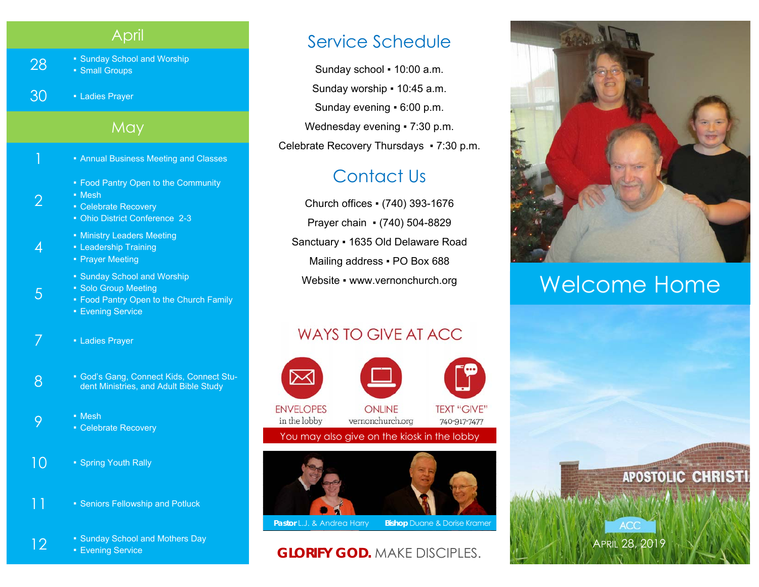## April

**28**
- Sunday School and Worship
- Small Groups

**30**
- Ladies Prayer

## May

**1**
- Annual Business Meeting and Classes

**2**
- Food Pantry Open to the Community
- Mesh
- Celebrate Recovery
- Ohio District Conference 2-3

**4**
- Ministry Leaders Meeting
- Leadership Training
- Prayer Meeting

**5**
- Sunday School and Worship
- Solo Group Meeting
- Food Pantry Open to the Church Family
- Evening Service

**7**
- Ladies Prayer

**8**
- God's Gang, Connect Kids, Connect Student Ministries, and Adult Bible Study

**9**
- Mesh
- Celebrate Recovery

**10**
- Spring Youth Rally

**11**
- Seniors Fellowship and Potluck

**12**
- Sunday School and Mothers Day
- Evening Service

## Service Schedule

Sunday school ▪ 10:00 a.m.

Sunday worship ▪ 10:45 a.m.

Sunday evening ▪ 6:00 p.m.

Wednesday evening ▪ 7:30 p.m.

Celebrate Recovery Thursdays ▪ 7:30 p.m.

## Contact Us

Church offices ▪ (740) 393-1676

Prayer chain ▪ (740) 504-8829

Sanctuary ▪ 1635 Old Delaware Road

Mailing address ▪ PO Box 688

Website ▪ www.vernonchurch.org

## WAYS TO GIVE AT ACC

ENVELOPES in the lobby

ONLINE vernonchurch.org

TEXT "GIVE" 740-917-7477

You may also give on the kiosk in the lobby

**Pastor** L.J. & Andrea Harry **Bishop** Duane & Dorise Kramer

**GLORIFY GOD.** MAKE DISCIPLES.

# Welcome Home

APOSTOLIC CHRISTI

ACC

APRIL 28, 2019